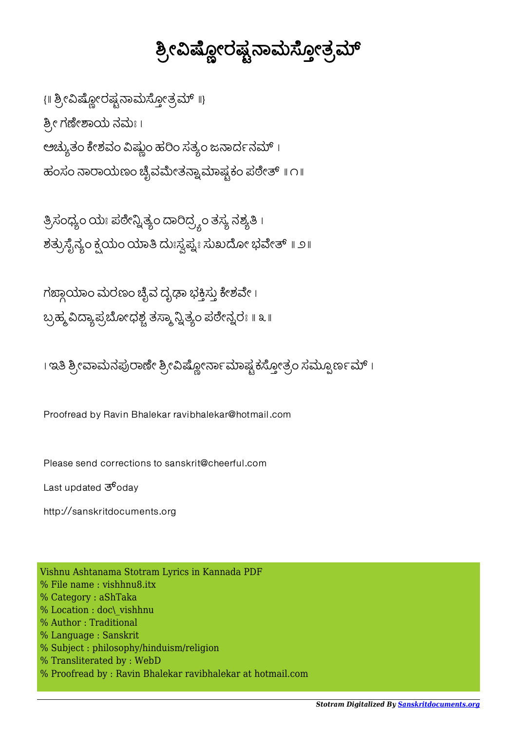# ಶ್ರೀವಿಷ್ಣೋರಷ್ಟನಾಮಸ್ತೋತ್ರಮ್

{॥ ಶ್ರೀವಿಷ್ಣೋರಷ್ಟನಾಮಸ್ತೋತ್ರಮ್ ॥}

ಶ್ರೀ ಗಣೇಶಾಯ ನಮಃ ।

ಅಚ್ಯುತಂ ಕೇಶವಂ ವಿಷ್ಣುಂ ಹರಿಂ ಸತ್ಯಂ ಜನಾರ್ದನಮ್ ।
ಹಂಸಂ ನಾರಾಯಣಂ ಚೈವಮೇತನ್ನಾಮಾಷ್ಟಕಂ ಪಠೇತ್ ॥ ೧॥

ತ್ರಿಸಂಧ್ಯಂ ಯಃ ಪಠೇನ್ನಿತ್ಯಂ ದಾರಿದ್ರ್ಯಂ ತಸ್ಯ ನಶ್ಯತಿ ।
ಶತ್ರುಸೈನ್ಯಂ ಕ್ಷಯಂ ಯಾತಿ ದುಃಸ್ವಪ್ನಃ ಸುಖದೋ ಭವೇತ್ ॥ ೨॥

ಗಙ್ಗಾಯಾಂ ಮರಣಂ ಚೈವ ದೃಢಾ ಭಕ್ತಿಸ್ತು ಕೇಶವೇ ।
ಬ್ರಹ್ಮವಿದ್ಯಾಪ್ರಬೋಧಶ್ಚ ತಸ್ಮಾನ್ನಿತ್ಯಂ ಪಠೇನ್ನರಃ ॥ ೩॥

। ಇತಿ ಶ್ರೀವಾಮನಪುರಾಣೇ ಶ್ರೀವಿಷ್ಣೋರ್ನಾಮಾಷ್ಟಕಸ್ತೋತ್ರಂ ಸಮ್ಪೂರ್ಣಮ್ ।

Proofread by Ravin Bhalekar ravibhalekar@hotmail.com

Please send corrections to sanskrit@cheerful.com

Last updated ತ್oday

http://sanskritdocuments.org

Vishnu Ashtanama Stotram Lyrics in Kannada PDF
% File name : vishhnu8.itx
% Category : aShTaka
% Location : doc\_vishhnu
% Author : Traditional
% Language : Sanskrit
% Subject : philosophy/hinduism/religion
% Transliterated by : WebD
% Proofread by : Ravin Bhalekar ravibhalekar at hotmail.com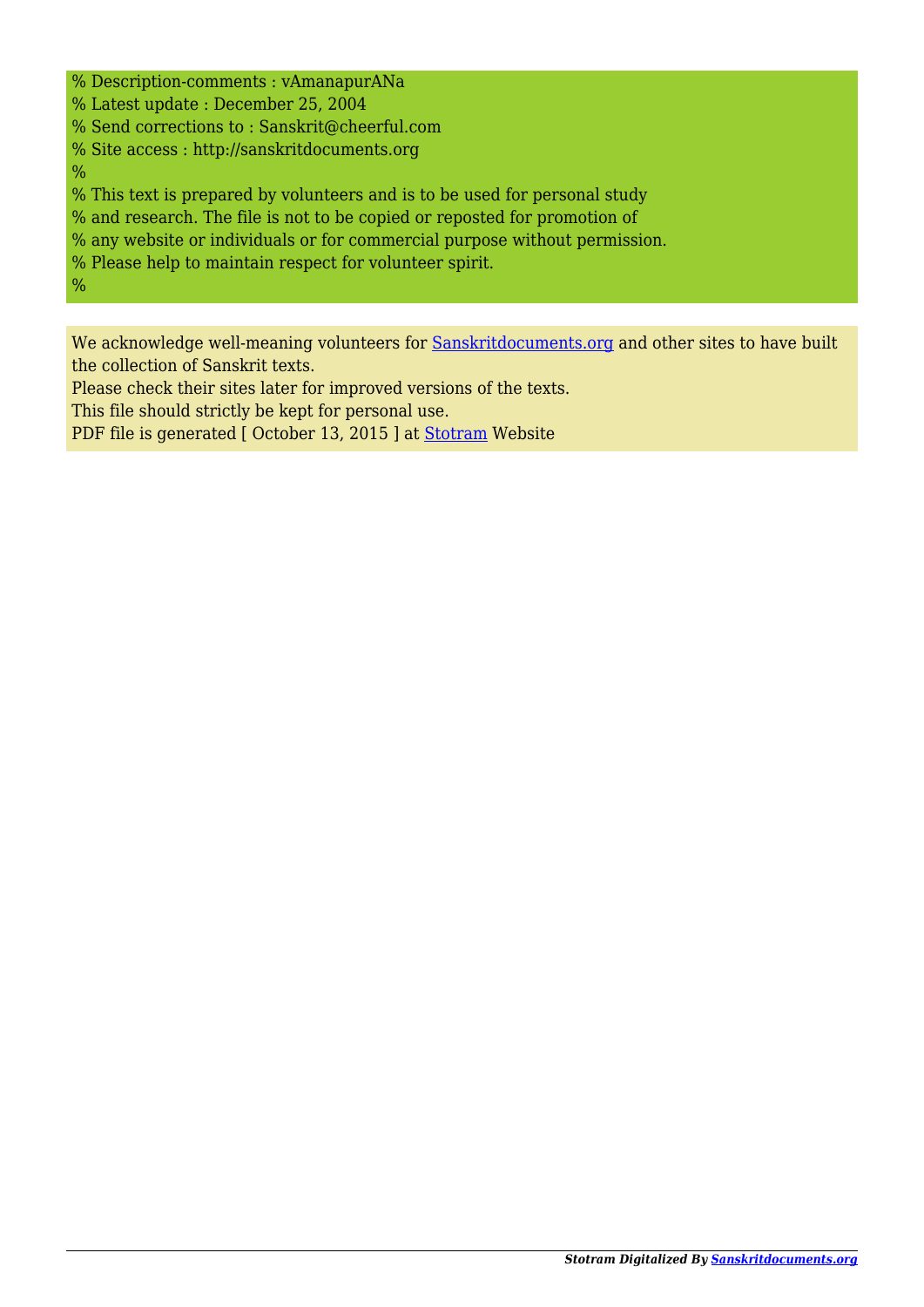% Description-comments : vAmanapurANa
% Latest update : December 25, 2004
% Send corrections to : Sanskrit@cheerful.com
% Site access : http://sanskritdocuments.org
%
% This text is prepared by volunteers and is to be used for personal study
% and research. The file is not to be copied or reposted for promotion of
% any website or individuals or for commercial purpose without permission.
% Please help to maintain respect for volunteer spirit.
%

We acknowledge well-meaning volunteers for Sanskritdocuments.org and other sites to have built the collection of Sanskrit texts.
Please check their sites later for improved versions of the texts.
This file should strictly be kept for personal use.
PDF file is generated [ October 13, 2015 ] at Stotram Website